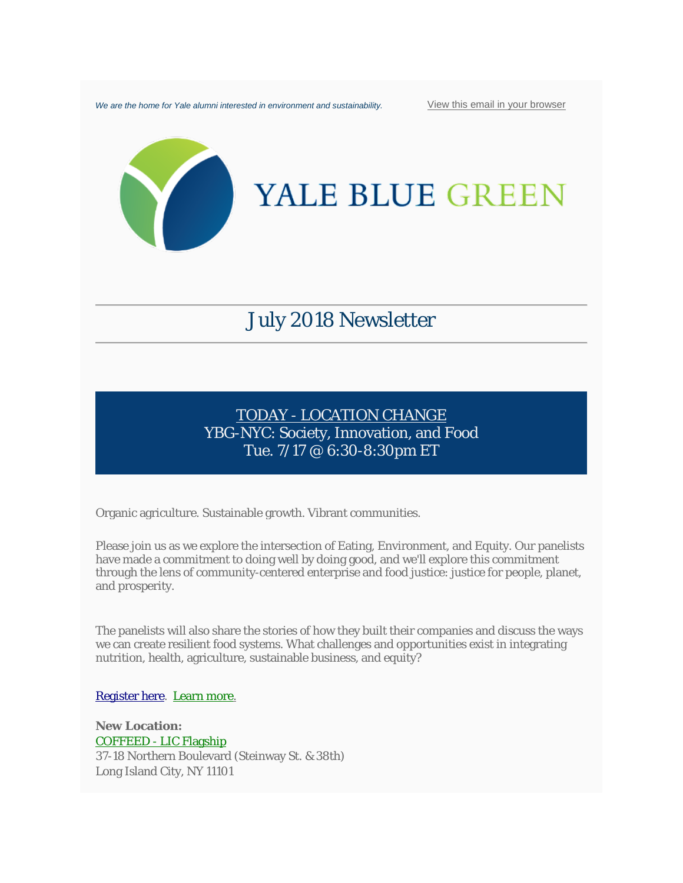*We are the home for Yale alumni interested in environment and sustainability.* View this email in your browser

# YALE BLUE GREEN

---

## July 2018 Newsletter

---

**TODAY - LOCATION CHANGE**
**YBG-NYC: Society, Innovation, and Food**
**Tue. 7/17 @ 6:30-8:30pm ET**

Organic agriculture. Sustainable growth. Vibrant communities.

Please join us as we explore the intersection of Eating, Environment, and Equity. Our panelists have made a commitment to doing well by doing good, and we'll explore this commitment through the lens of community-centered enterprise and food justice: justice for people, planet, and prosperity.

The panelists will also share the stories of how they built their companies and discuss the ways we can create resilient food systems. What challenges and opportunities exist in integrating nutrition, health, agriculture, sustainable business, and equity?

Register here. Learn more.

**New Location:**
COFFEED - LIC Flagship
37-18 Northern Boulevard (Steinway St. & 38th)
Long Island City, NY 11101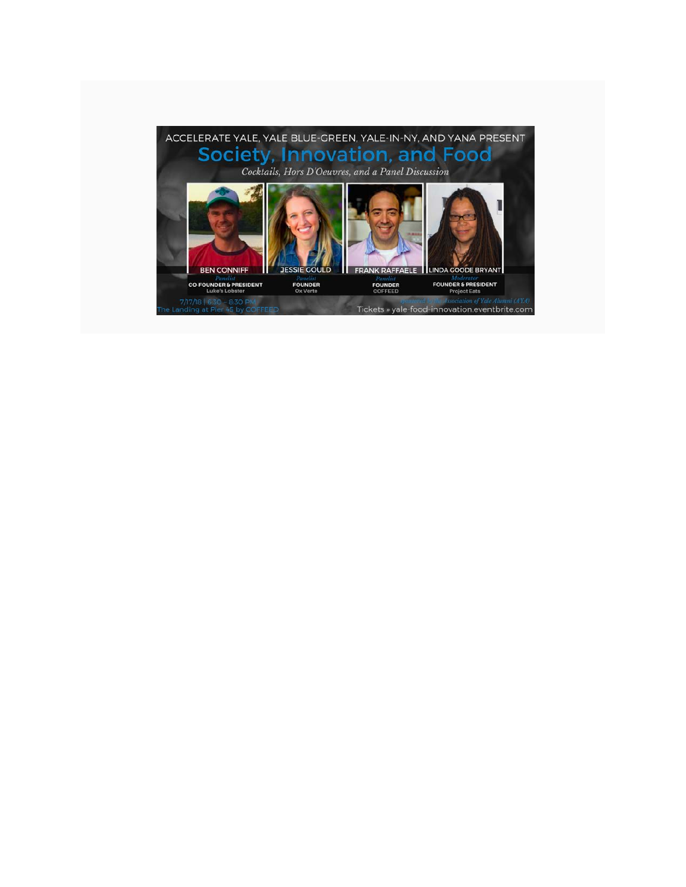ACCELERATE YALE, YALE BLUE-GREEN, YALE-IN-NY, AND YANA PRESENT

# Society, Innovation, and Food

*Cocktails, Hors D'Oeuvres, and a Panel Discussion*

| BEN CONNIFF | JESSIE GOULD | FRANK RAFFAELE | LINDA GOODE BRYANT |
|---|---|---|---|
| *Panelist* | *Panelist* | *Panelist* | *Moderator* |
| CO FOUNDER & PRESIDENT | FOUNDER | FOUNDER | FOUNDER & PRESIDENT |
| Luke's Lobster | Ox Verte | COFFEED | Project Eats |

7/17/18 | 6:30 – 8:30 PM
The Landing at Pier 45 by COFFEED

*Sponsored by the Association of Yale Alumni (AYA)*

Tickets » yale-food-innovation.eventbrite.com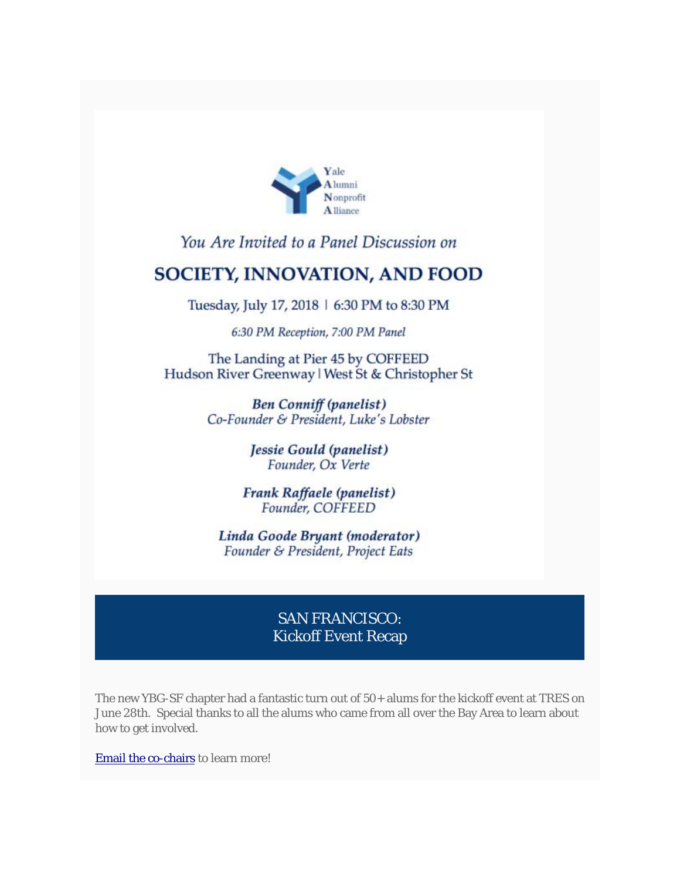Yale Alumni Nonprofit Alliance

*You Are Invited to a Panel Discussion on*

## SOCIETY, INNOVATION, AND FOOD

Tuesday, July 17, 2018 | 6:30 PM to 8:30 PM

*6:30 PM Reception, 7:00 PM Panel*

The Landing at Pier 45 by COFFEED
Hudson River Greenway | West St & Christopher St

***Ben Conniff (panelist)***
*Co-Founder & President, Luke's Lobster*

***Jessie Gould (panelist)***
*Founder, Ox Verte*

***Frank Raffaele (panelist)***
*Founder, COFFEED*

***Linda Goode Bryant (moderator)***
*Founder & President, Project Eats*

## SAN FRANCISCO: Kickoff Event Recap

The new YBG-SF chapter had a fantastic turn out of 50+ alums for the kickoff event at TRES on June 28th. Special thanks to all the alums who came from all over the Bay Area to learn about how to get involved.

Email the co-chairs to learn more!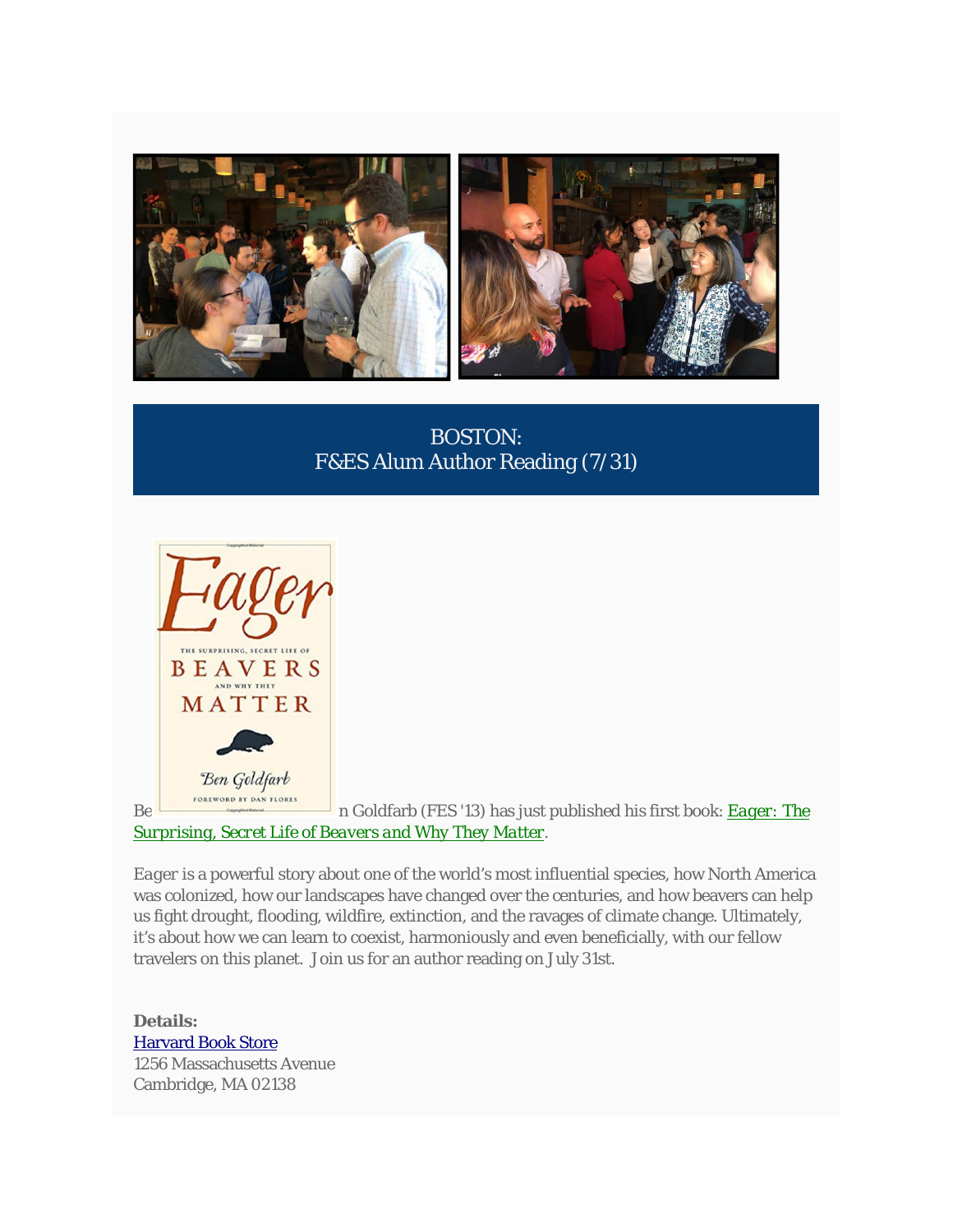## BOSTON:
## F&ES Alum Author Reading (7/31)

Ben Goldfarb (FES '13) has just published his first book: [Eager: The Surprising, Secret Life of Beavers and Why They Matter](#).

Eager is a powerful story about one of the world's most influential species, how North America was colonized, how our landscapes have changed over the centuries, and how beavers can help us fight drought, flooding, wildfire, extinction, and the ravages of climate change. Ultimately, it's about how we can learn to coexist, harmoniously and even beneficially, with our fellow travelers on this planet. Join us for an author reading on July 31st.

**Details:**
[Harvard Book Store](#)
1256 Massachusetts Avenue
Cambridge, MA 02138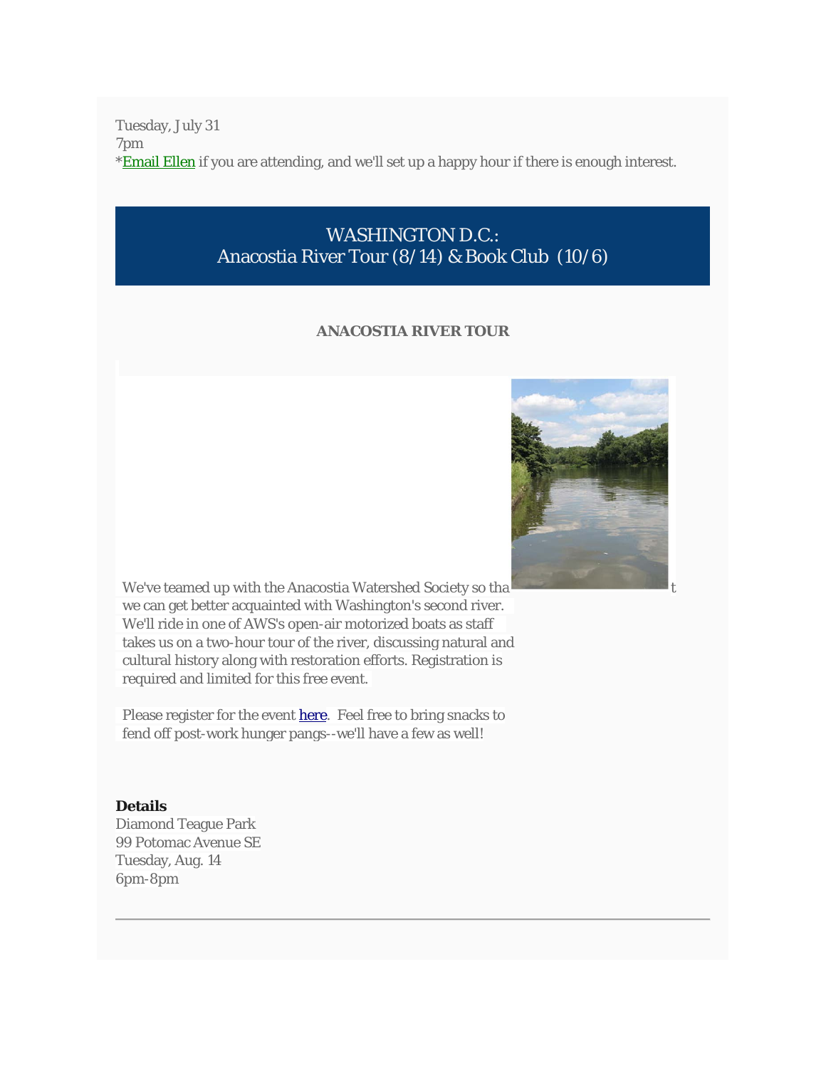Tuesday, July 31
7pm
*Email Ellen if you are attending, and we'll set up a happy hour if there is enough interest.

## WASHINGTON D.C.: Anacostia River Tour (8/14) & Book Club (10/6)

**ANACOSTIA RIVER TOUR**

We've teamed up with the Anacostia Watershed Society so that we can get better acquainted with Washington's second river. We'll ride in one of AWS's open-air motorized boats as staff takes us on a two-hour tour of the river, discussing natural and cultural history along with restoration efforts. Registration is required and limited for this free event.

Please register for the event here. Feel free to bring snacks to fend off post-work hunger pangs--we'll have a few as well!

**Details**
Diamond Teague Park
99 Potomac Avenue SE
Tuesday, Aug. 14
6pm-8pm

---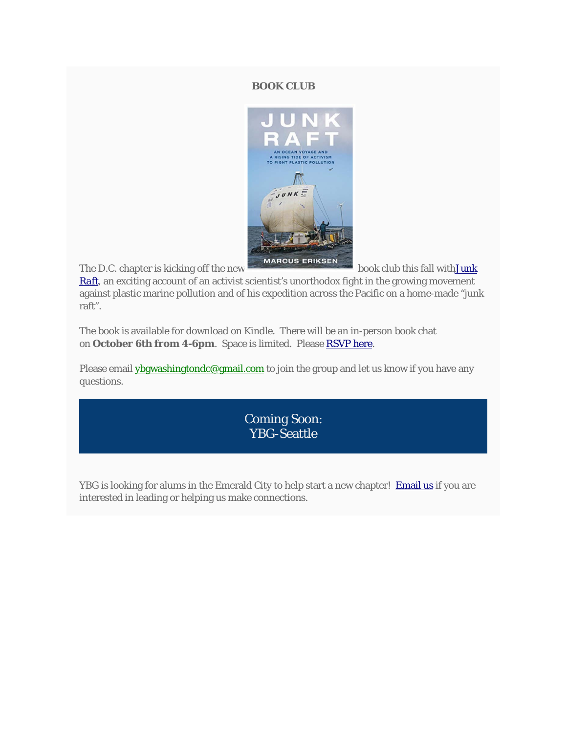**BOOK CLUB**

The D.C. chapter is kicking off the new book club this fall with Junk Raft, an exciting account of an activist scientist's unorthodox fight in the growing movement against plastic marine pollution and of his expedition across the Pacific on a home-made "junk raft".

The book is available for download on Kindle. There will be an in-person book chat on **October 6th from 4-6pm**. Space is limited. Please RSVP here.

Please email ybgwashingtondc@gmail.com to join the group and let us know if you have any questions.

## Coming Soon:
## YBG-Seattle

YBG is looking for alums in the Emerald City to help start a new chapter! Email us if you are interested in leading or helping us make connections.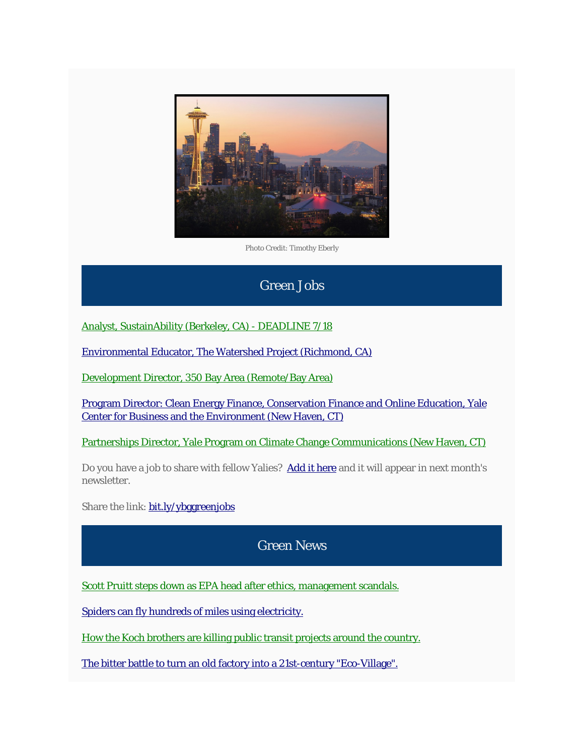Photo Credit: Timothy Eberly

## Green Jobs

Analyst, SustainAbility (Berkeley, CA) - DEADLINE 7/18

Environmental Educator, The Watershed Project (Richmond, CA)

Development Director, 350 Bay Area (Remote/Bay Area)

Program Director: Clean Energy Finance, Conservation Finance and Online Education, Yale Center for Business and the Environment (New Haven, CT)

Partnerships Director, Yale Program on Climate Change Communications (New Haven, CT)

Do you have a job to share with fellow Yalies? Add it here and it will appear in next month's newsletter.

Share the link: bit.ly/ybggreenjobs

## Green News

Scott Pruitt steps down as EPA head after ethics, management scandals.

Spiders can fly hundreds of miles using electricity.

How the Koch brothers are killing public transit projects around the country.

The bitter battle to turn an old factory into a 21st-century "Eco-Village".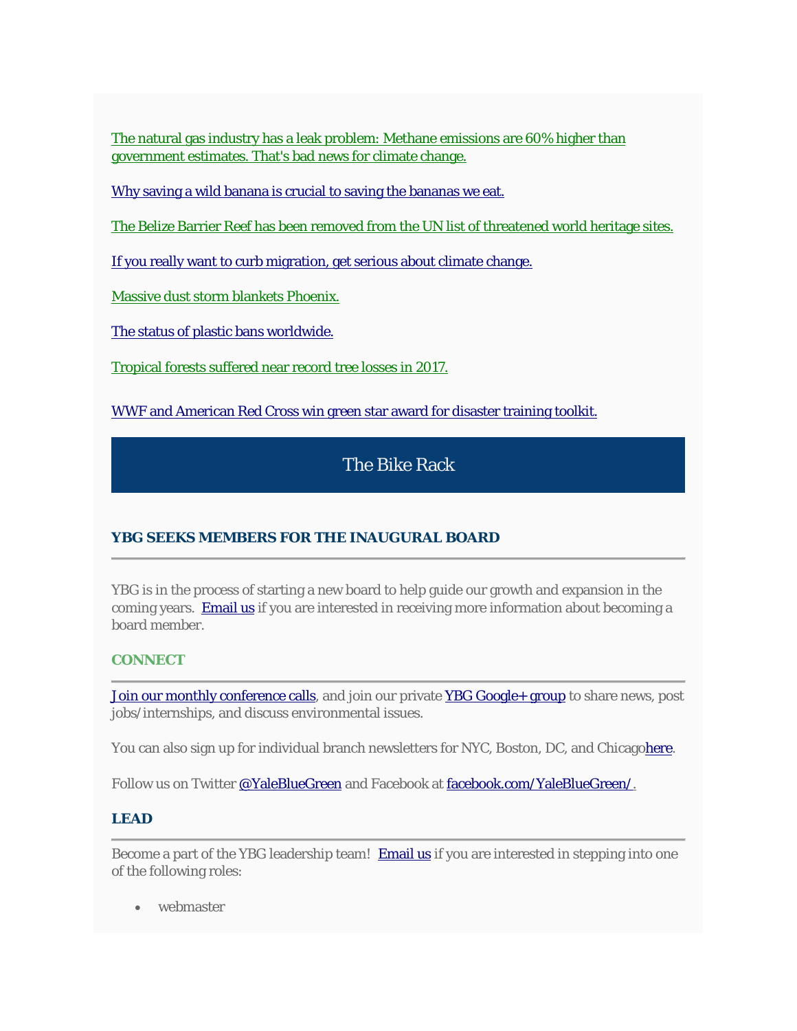The natural gas industry has a leak problem: Methane emissions are 60% higher than government estimates. That's bad news for climate change.

Why saving a wild banana is crucial to saving the bananas we eat.

The Belize Barrier Reef has been removed from the UN list of threatened world heritage sites.

If you really want to curb migration, get serious about climate change.

Massive dust storm blankets Phoenix.

The status of plastic bans worldwide.

Tropical forests suffered near record tree losses in 2017.

WWF and American Red Cross win green star award for disaster training toolkit.

## The Bike Rack

### YBG SEEKS MEMBERS FOR THE INAUGURAL BOARD

YBG is in the process of starting a new board to help guide our growth and expansion in the coming years. Email us if you are interested in receiving more information about becoming a board member.

### CONNECT

Join our monthly conference calls, and join our private YBG Google+ group to share news, post jobs/internships, and discuss environmental issues.

You can also sign up for individual branch newsletters for NYC, Boston, DC, and Chicagohere.

Follow us on Twitter @YaleBlueGreen and Facebook at facebook.com/YaleBlueGreen/.

### LEAD

Become a part of the YBG leadership team! Email us if you are interested in stepping into one of the following roles:

- webmaster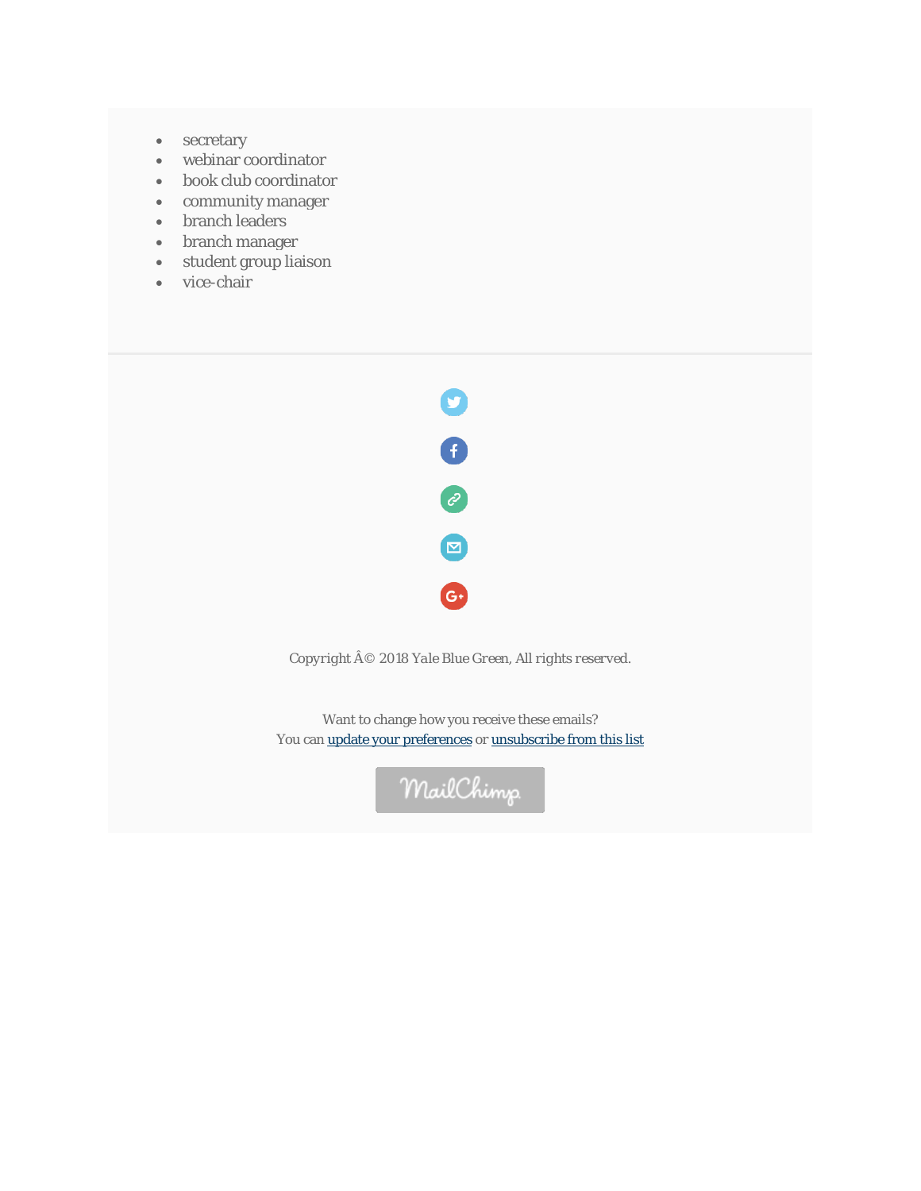- secretary
- webinar coordinator
- book club coordinator
- community manager
- branch leaders
- branch manager
- student group liaison
- vice-chair

Copyright Â© 2018 Yale Blue Green, All rights reserved.

Want to change how you receive these emails?
You can update your preferences or unsubscribe from this list

MailChimp